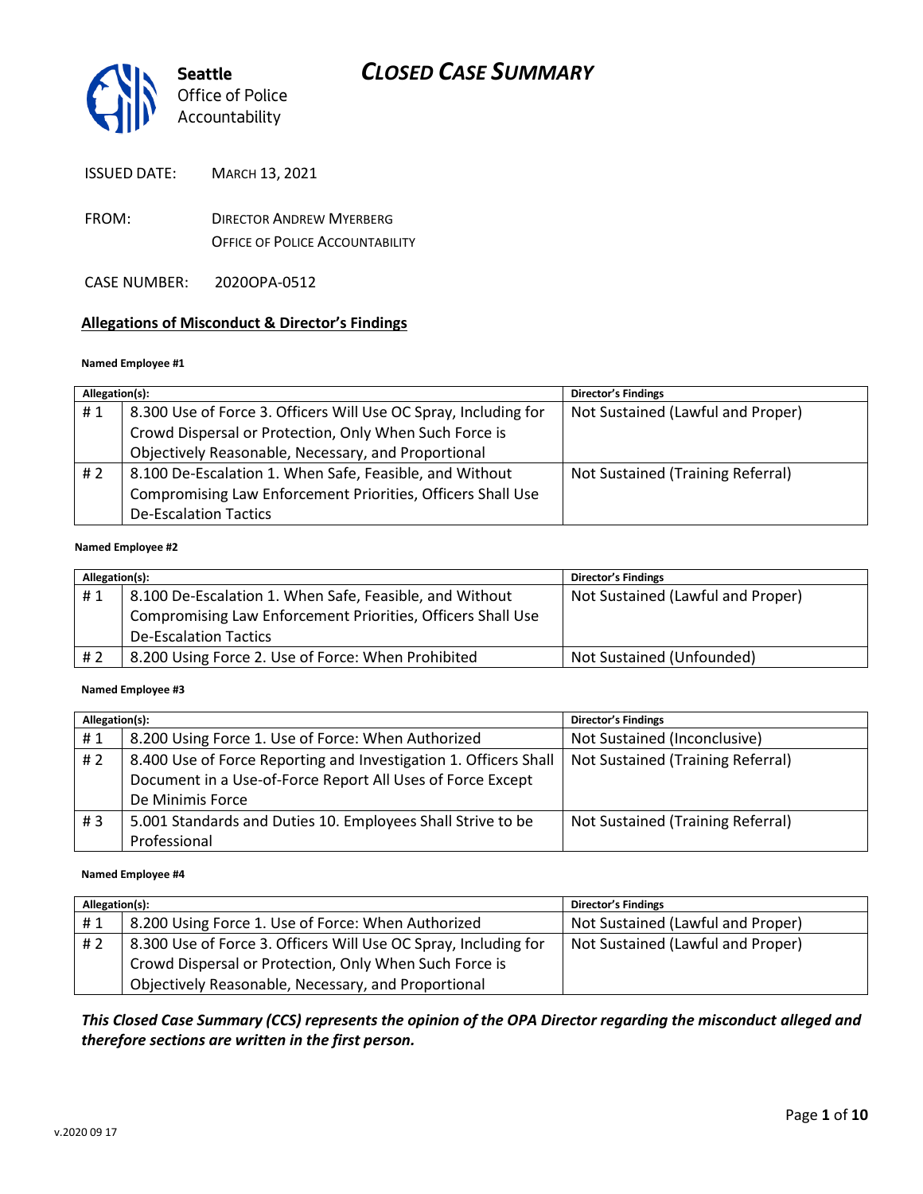# CLOSED CASE SUMMARY

Seattle Office of Police Accountability

ISSUED DATE: MARCH 13, 2021

FROM: DIRECTOR ANDREW MYERBERG
OFFICE OF POLICE ACCOUNTABILITY

CASE NUMBER: 2020OPA-0512

## Allegations of Misconduct & Director's Findings

**Named Employee #1**

| Allegation(s): | | Director's Findings |
|---|---|---|
| # 1 | 8.300 Use of Force 3. Officers Will Use OC Spray, Including for Crowd Dispersal or Protection, Only When Such Force is Objectively Reasonable, Necessary, and Proportional | Not Sustained (Lawful and Proper) |
| # 2 | 8.100 De-Escalation 1. When Safe, Feasible, and Without Compromising Law Enforcement Priorities, Officers Shall Use De-Escalation Tactics | Not Sustained (Training Referral) |

**Named Employee #2**

| Allegation(s): | | Director's Findings |
|---|---|---|
| # 1 | 8.100 De-Escalation 1. When Safe, Feasible, and Without Compromising Law Enforcement Priorities, Officers Shall Use De-Escalation Tactics | Not Sustained (Lawful and Proper) |
| # 2 | 8.200 Using Force 2. Use of Force: When Prohibited | Not Sustained (Unfounded) |

**Named Employee #3**

| Allegation(s): | | Director's Findings |
|---|---|---|
| # 1 | 8.200 Using Force 1. Use of Force: When Authorized | Not Sustained (Inconclusive) |
| # 2 | 8.400 Use of Force Reporting and Investigation 1. Officers Shall Document in a Use-of-Force Report All Uses of Force Except De Minimis Force | Not Sustained (Training Referral) |
| # 3 | 5.001 Standards and Duties 10. Employees Shall Strive to be Professional | Not Sustained (Training Referral) |

**Named Employee #4**

| Allegation(s): | | Director's Findings |
|---|---|---|
| # 1 | 8.200 Using Force 1. Use of Force: When Authorized | Not Sustained (Lawful and Proper) |
| # 2 | 8.300 Use of Force 3. Officers Will Use OC Spray, Including for Crowd Dispersal or Protection, Only When Such Force is Objectively Reasonable, Necessary, and Proportional | Not Sustained (Lawful and Proper) |

***This Closed Case Summary (CCS) represents the opinion of the OPA Director regarding the misconduct alleged and therefore sections are written in the first person.***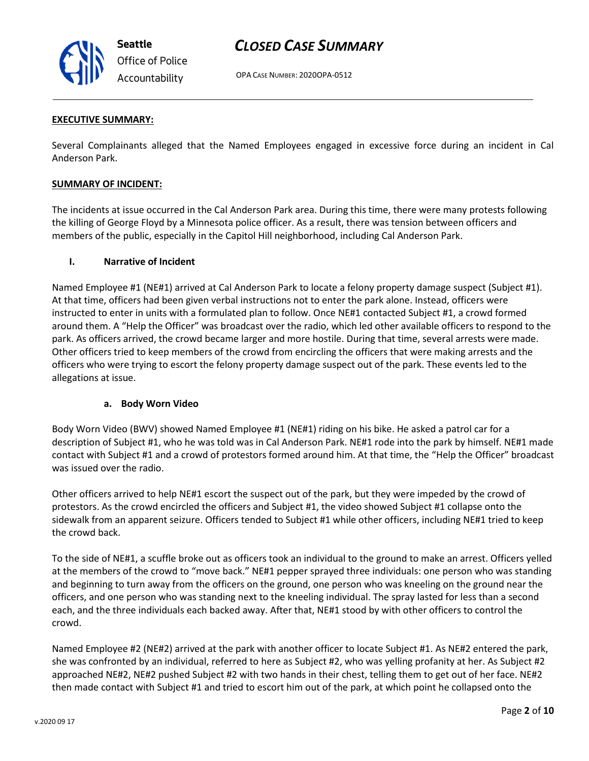**EXECUTIVE SUMMARY:**

Several Complainants alleged that the Named Employees engaged in excessive force during an incident in Cal Anderson Park.

**SUMMARY OF INCIDENT:**

The incidents at issue occurred in the Cal Anderson Park area. During this time, there were many protests following the killing of George Floyd by a Minnesota police officer. As a result, there was tension between officers and members of the public, especially in the Capitol Hill neighborhood, including Cal Anderson Park.

**I. Narrative of Incident**

Named Employee #1 (NE#1) arrived at Cal Anderson Park to locate a felony property damage suspect (Subject #1). At that time, officers had been given verbal instructions not to enter the park alone. Instead, officers were instructed to enter in units with a formulated plan to follow. Once NE#1 contacted Subject #1, a crowd formed around them. A "Help the Officer" was broadcast over the radio, which led other available officers to respond to the park. As officers arrived, the crowd became larger and more hostile. During that time, several arrests were made. Other officers tried to keep members of the crowd from encircling the officers that were making arrests and the officers who were trying to escort the felony property damage suspect out of the park. These events led to the allegations at issue.

**a. Body Worn Video**

Body Worn Video (BWV) showed Named Employee #1 (NE#1) riding on his bike. He asked a patrol car for a description of Subject #1, who he was told was in Cal Anderson Park. NE#1 rode into the park by himself. NE#1 made contact with Subject #1 and a crowd of protestors formed around him. At that time, the "Help the Officer" broadcast was issued over the radio.

Other officers arrived to help NE#1 escort the suspect out of the park, but they were impeded by the crowd of protestors. As the crowd encircled the officers and Subject #1, the video showed Subject #1 collapse onto the sidewalk from an apparent seizure. Officers tended to Subject #1 while other officers, including NE#1 tried to keep the crowd back.

To the side of NE#1, a scuffle broke out as officers took an individual to the ground to make an arrest. Officers yelled at the members of the crowd to "move back." NE#1 pepper sprayed three individuals: one person who was standing and beginning to turn away from the officers on the ground, one person who was kneeling on the ground near the officers, and one person who was standing next to the kneeling individual. The spray lasted for less than a second each, and the three individuals each backed away. After that, NE#1 stood by with other officers to control the crowd.

Named Employee #2 (NE#2) arrived at the park with another officer to locate Subject #1. As NE#2 entered the park, she was confronted by an individual, referred to here as Subject #2, who was yelling profanity at her. As Subject #2 approached NE#2, NE#2 pushed Subject #2 with two hands in their chest, telling them to get out of her face. NE#2 then made contact with Subject #1 and tried to escort him out of the park, at which point he collapsed onto the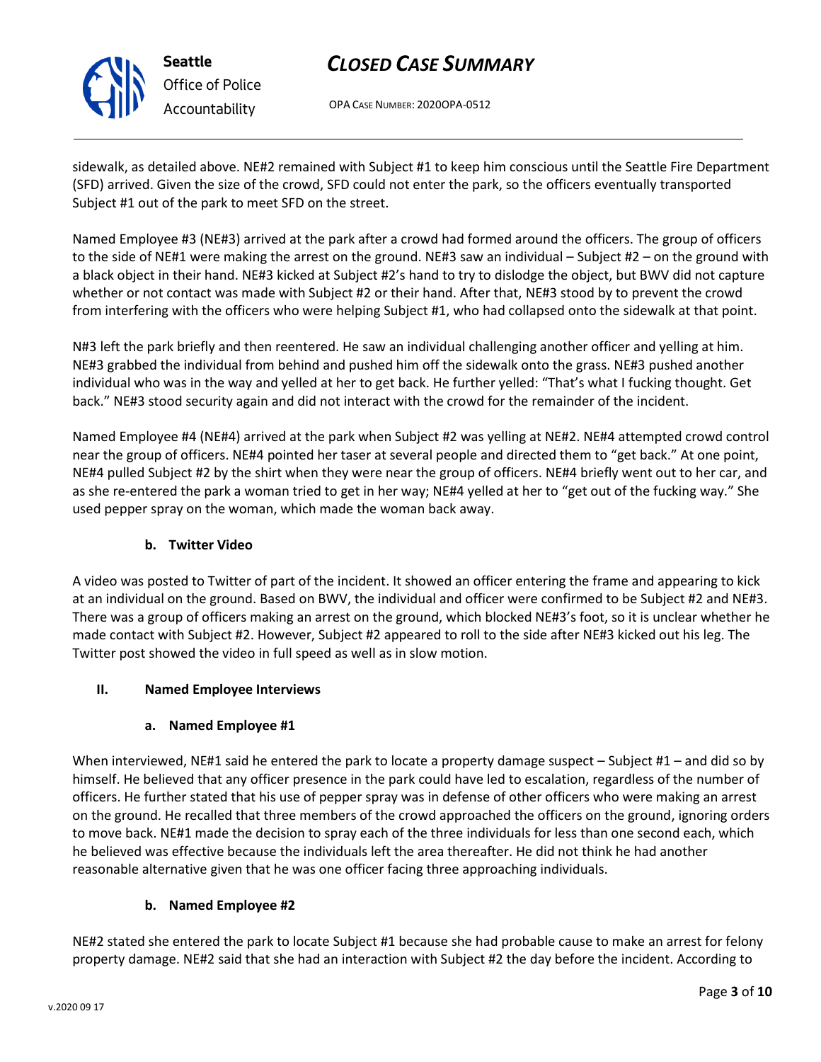sidewalk, as detailed above. NE#2 remained with Subject #1 to keep him conscious until the Seattle Fire Department (SFD) arrived. Given the size of the crowd, SFD could not enter the park, so the officers eventually transported Subject #1 out of the park to meet SFD on the street.

Named Employee #3 (NE#3) arrived at the park after a crowd had formed around the officers. The group of officers to the side of NE#1 were making the arrest on the ground. NE#3 saw an individual – Subject #2 – on the ground with a black object in their hand. NE#3 kicked at Subject #2's hand to try to dislodge the object, but BWV did not capture whether or not contact was made with Subject #2 or their hand. After that, NE#3 stood by to prevent the crowd from interfering with the officers who were helping Subject #1, who had collapsed onto the sidewalk at that point.

N#3 left the park briefly and then reentered. He saw an individual challenging another officer and yelling at him. NE#3 grabbed the individual from behind and pushed him off the sidewalk onto the grass. NE#3 pushed another individual who was in the way and yelled at her to get back. He further yelled: "That's what I fucking thought. Get back." NE#3 stood security again and did not interact with the crowd for the remainder of the incident.

Named Employee #4 (NE#4) arrived at the park when Subject #2 was yelling at NE#2. NE#4 attempted crowd control near the group of officers. NE#4 pointed her taser at several people and directed them to "get back." At one point, NE#4 pulled Subject #2 by the shirt when they were near the group of officers. NE#4 briefly went out to her car, and as she re-entered the park a woman tried to get in her way; NE#4 yelled at her to "get out of the fucking way." She used pepper spray on the woman, which made the woman back away.

### b. Twitter Video

A video was posted to Twitter of part of the incident. It showed an officer entering the frame and appearing to kick at an individual on the ground. Based on BWV, the individual and officer were confirmed to be Subject #2 and NE#3. There was a group of officers making an arrest on the ground, which blocked NE#3's foot, so it is unclear whether he made contact with Subject #2. However, Subject #2 appeared to roll to the side after NE#3 kicked out his leg. The Twitter post showed the video in full speed as well as in slow motion.

## II. Named Employee Interviews

### a. Named Employee #1

When interviewed, NE#1 said he entered the park to locate a property damage suspect – Subject #1 – and did so by himself. He believed that any officer presence in the park could have led to escalation, regardless of the number of officers. He further stated that his use of pepper spray was in defense of other officers who were making an arrest on the ground. He recalled that three members of the crowd approached the officers on the ground, ignoring orders to move back. NE#1 made the decision to spray each of the three individuals for less than one second each, which he believed was effective because the individuals left the area thereafter. He did not think he had another reasonable alternative given that he was one officer facing three approaching individuals.

### b. Named Employee #2

NE#2 stated she entered the park to locate Subject #1 because she had probable cause to make an arrest for felony property damage. NE#2 said that she had an interaction with Subject #2 the day before the incident. According to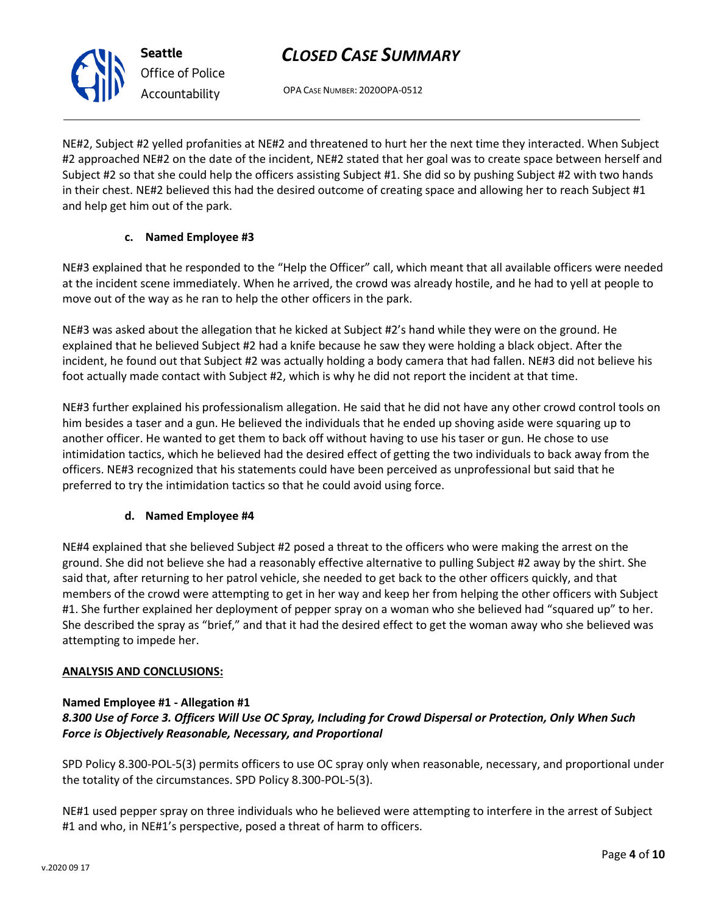NE#2, Subject #2 yelled profanities at NE#2 and threatened to hurt her the next time they interacted. When Subject #2 approached NE#2 on the date of the incident, NE#2 stated that her goal was to create space between herself and Subject #2 so that she could help the officers assisting Subject #1. She did so by pushing Subject #2 with two hands in their chest. NE#2 believed this had the desired outcome of creating space and allowing her to reach Subject #1 and help get him out of the park.

#### c. Named Employee #3

NE#3 explained that he responded to the "Help the Officer" call, which meant that all available officers were needed at the incident scene immediately. When he arrived, the crowd was already hostile, and he had to yell at people to move out of the way as he ran to help the other officers in the park.

NE#3 was asked about the allegation that he kicked at Subject #2's hand while they were on the ground. He explained that he believed Subject #2 had a knife because he saw they were holding a black object. After the incident, he found out that Subject #2 was actually holding a body camera that had fallen. NE#3 did not believe his foot actually made contact with Subject #2, which is why he did not report the incident at that time.

NE#3 further explained his professionalism allegation. He said that he did not have any other crowd control tools on him besides a taser and a gun. He believed the individuals that he ended up shoving aside were squaring up to another officer. He wanted to get them to back off without having to use his taser or gun. He chose to use intimidation tactics, which he believed had the desired effect of getting the two individuals to back away from the officers. NE#3 recognized that his statements could have been perceived as unprofessional but said that he preferred to try the intimidation tactics so that he could avoid using force.

#### d. Named Employee #4

NE#4 explained that she believed Subject #2 posed a threat to the officers who were making the arrest on the ground. She did not believe she had a reasonably effective alternative to pulling Subject #2 away by the shirt. She said that, after returning to her patrol vehicle, she needed to get back to the other officers quickly, and that members of the crowd were attempting to get in her way and keep her from helping the other officers with Subject #1. She further explained her deployment of pepper spray on a woman who she believed had "squared up" to her. She described the spray as "brief," and that it had the desired effect to get the woman away who she believed was attempting to impede her.

**ANALYSIS AND CONCLUSIONS:**

**Named Employee #1 - Allegation #1**
***8.300 Use of Force 3. Officers Will Use OC Spray, Including for Crowd Dispersal or Protection, Only When Such Force is Objectively Reasonable, Necessary, and Proportional***

SPD Policy 8.300-POL-5(3) permits officers to use OC spray only when reasonable, necessary, and proportional under the totality of the circumstances. SPD Policy 8.300-POL-5(3).

NE#1 used pepper spray on three individuals who he believed were attempting to interfere in the arrest of Subject #1 and who, in NE#1's perspective, posed a threat of harm to officers.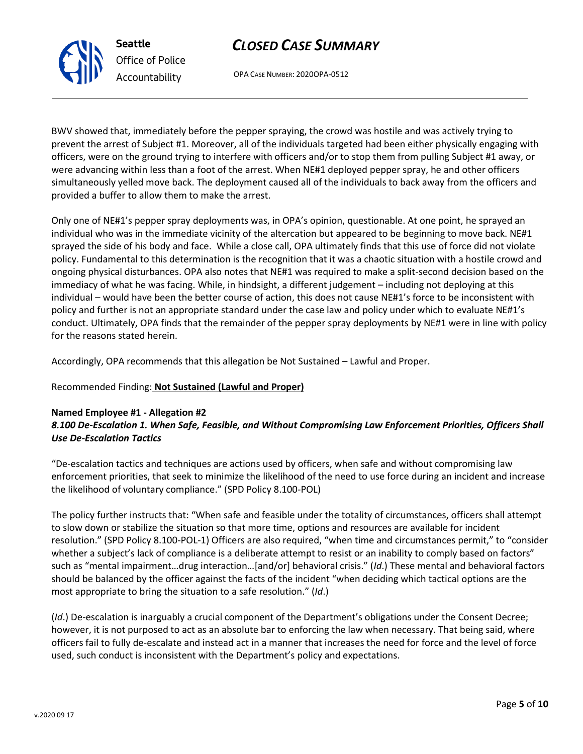BWV showed that, immediately before the pepper spraying, the crowd was hostile and was actively trying to prevent the arrest of Subject #1. Moreover, all of the individuals targeted had been either physically engaging with officers, were on the ground trying to interfere with officers and/or to stop them from pulling Subject #1 away, or were advancing within less than a foot of the arrest. When NE#1 deployed pepper spray, he and other officers simultaneously yelled move back. The deployment caused all of the individuals to back away from the officers and provided a buffer to allow them to make the arrest.

Only one of NE#1's pepper spray deployments was, in OPA's opinion, questionable. At one point, he sprayed an individual who was in the immediate vicinity of the altercation but appeared to be beginning to move back. NE#1 sprayed the side of his body and face. While a close call, OPA ultimately finds that this use of force did not violate policy. Fundamental to this determination is the recognition that it was a chaotic situation with a hostile crowd and ongoing physical disturbances. OPA also notes that NE#1 was required to make a split-second decision based on the immediacy of what he was facing. While, in hindsight, a different judgement – including not deploying at this individual – would have been the better course of action, this does not cause NE#1's force to be inconsistent with policy and further is not an appropriate standard under the case law and policy under which to evaluate NE#1's conduct. Ultimately, OPA finds that the remainder of the pepper spray deployments by NE#1 were in line with policy for the reasons stated herein.

Accordingly, OPA recommends that this allegation be Not Sustained – Lawful and Proper.

Recommended Finding: **Not Sustained (Lawful and Proper)**

**Named Employee #1 - Allegation #2**
***8.100 De-Escalation 1. When Safe, Feasible, and Without Compromising Law Enforcement Priorities, Officers Shall Use De-Escalation Tactics***

"De-escalation tactics and techniques are actions used by officers, when safe and without compromising law enforcement priorities, that seek to minimize the likelihood of the need to use force during an incident and increase the likelihood of voluntary compliance." (SPD Policy 8.100-POL)

The policy further instructs that: "When safe and feasible under the totality of circumstances, officers shall attempt to slow down or stabilize the situation so that more time, options and resources are available for incident resolution." (SPD Policy 8.100-POL-1) Officers are also required, "when time and circumstances permit," to "consider whether a subject's lack of compliance is a deliberate attempt to resist or an inability to comply based on factors" such as "mental impairment…drug interaction…[and/or] behavioral crisis." (*Id*.) These mental and behavioral factors should be balanced by the officer against the facts of the incident "when deciding which tactical options are the most appropriate to bring the situation to a safe resolution." (*Id*.)

(*Id*.) De-escalation is inarguably a crucial component of the Department's obligations under the Consent Decree; however, it is not purposed to act as an absolute bar to enforcing the law when necessary. That being said, where officers fail to fully de-escalate and instead act in a manner that increases the need for force and the level of force used, such conduct is inconsistent with the Department's policy and expectations.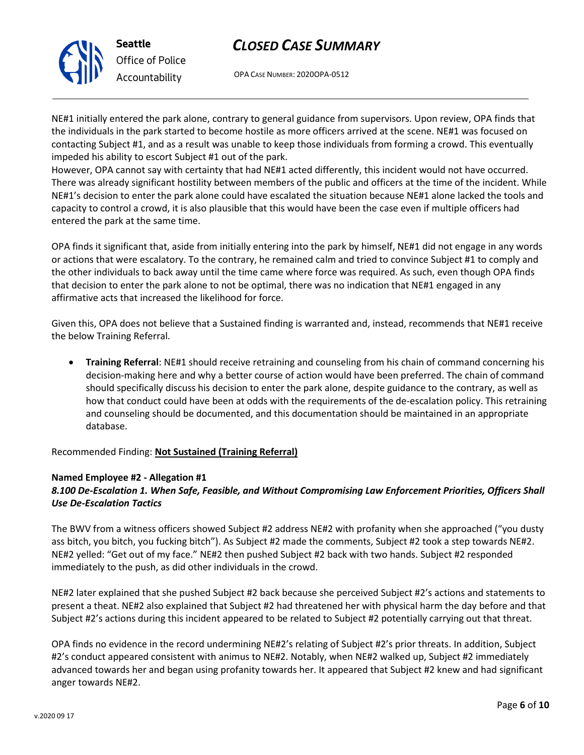NE#1 initially entered the park alone, contrary to general guidance from supervisors. Upon review, OPA finds that the individuals in the park started to become hostile as more officers arrived at the scene. NE#1 was focused on contacting Subject #1, and as a result was unable to keep those individuals from forming a crowd. This eventually impeded his ability to escort Subject #1 out of the park.
However, OPA cannot say with certainty that had NE#1 acted differently, this incident would not have occurred. There was already significant hostility between members of the public and officers at the time of the incident. While NE#1's decision to enter the park alone could have escalated the situation because NE#1 alone lacked the tools and capacity to control a crowd, it is also plausible that this would have been the case even if multiple officers had entered the park at the same time.

OPA finds it significant that, aside from initially entering into the park by himself, NE#1 did not engage in any words or actions that were escalatory. To the contrary, he remained calm and tried to convince Subject #1 to comply and the other individuals to back away until the time came where force was required. As such, even though OPA finds that decision to enter the park alone to not be optimal, there was no indication that NE#1 engaged in any affirmative acts that increased the likelihood for force.

Given this, OPA does not believe that a Sustained finding is warranted and, instead, recommends that NE#1 receive the below Training Referral.

- **Training Referral**: NE#1 should receive retraining and counseling from his chain of command concerning his decision-making here and why a better course of action would have been preferred. The chain of command should specifically discuss his decision to enter the park alone, despite guidance to the contrary, as well as how that conduct could have been at odds with the requirements of the de-escalation policy. This retraining and counseling should be documented, and this documentation should be maintained in an appropriate database.

Recommended Finding: **Not Sustained (Training Referral)**

**Named Employee #2 - Allegation #1**
***8.100 De-Escalation 1. When Safe, Feasible, and Without Compromising Law Enforcement Priorities, Officers Shall Use De-Escalation Tactics***

The BWV from a witness officers showed Subject #2 address NE#2 with profanity when she approached ("you dusty ass bitch, you bitch, you fucking bitch"). As Subject #2 made the comments, Subject #2 took a step towards NE#2. NE#2 yelled: "Get out of my face." NE#2 then pushed Subject #2 back with two hands. Subject #2 responded immediately to the push, as did other individuals in the crowd.

NE#2 later explained that she pushed Subject #2 back because she perceived Subject #2's actions and statements to present a theat. NE#2 also explained that Subject #2 had threatened her with physical harm the day before and that Subject #2's actions during this incident appeared to be related to Subject #2 potentially carrying out that threat.

OPA finds no evidence in the record undermining NE#2's relating of Subject #2's prior threats. In addition, Subject #2's conduct appeared consistent with animus to NE#2. Notably, when NE#2 walked up, Subject #2 immediately advanced towards her and began using profanity towards her. It appeared that Subject #2 knew and had significant anger towards NE#2.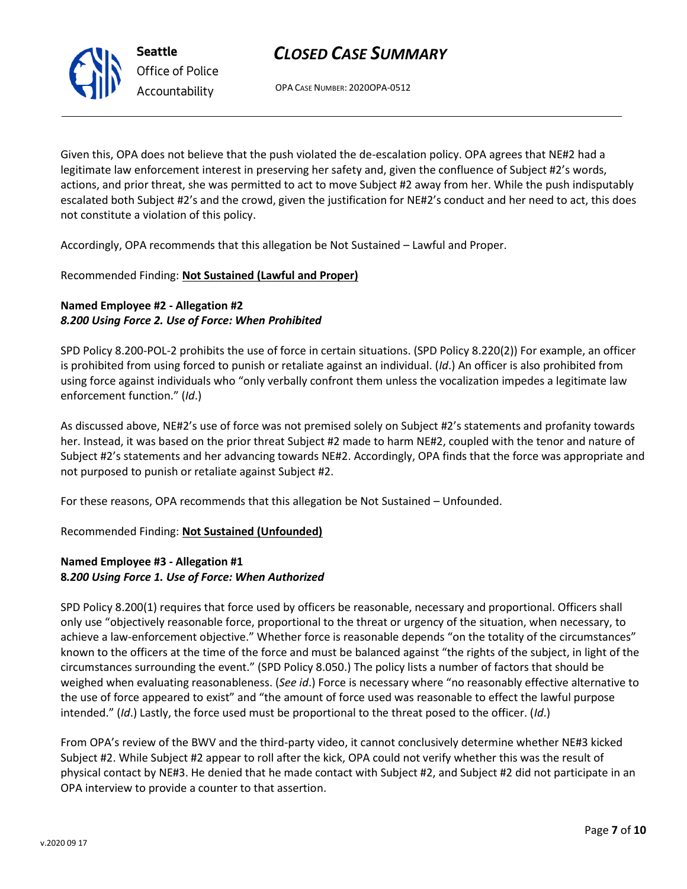Given this, OPA does not believe that the push violated the de-escalation policy. OPA agrees that NE#2 had a legitimate law enforcement interest in preserving her safety and, given the confluence of Subject #2's words, actions, and prior threat, she was permitted to act to move Subject #2 away from her. While the push indisputably escalated both Subject #2's and the crowd, given the justification for NE#2's conduct and her need to act, this does not constitute a violation of this policy.

Accordingly, OPA recommends that this allegation be Not Sustained – Lawful and Proper.

Recommended Finding: **Not Sustained (Lawful and Proper)**

**Named Employee #2 - Allegation #2**
***8.200 Using Force 2. Use of Force: When Prohibited***

SPD Policy 8.200-POL-2 prohibits the use of force in certain situations. (SPD Policy 8.220(2)) For example, an officer is prohibited from using forced to punish or retaliate against an individual. (*Id*.) An officer is also prohibited from using force against individuals who "only verbally confront them unless the vocalization impedes a legitimate law enforcement function." (*Id*.)

As discussed above, NE#2's use of force was not premised solely on Subject #2's statements and profanity towards her. Instead, it was based on the prior threat Subject #2 made to harm NE#2, coupled with the tenor and nature of Subject #2's statements and her advancing towards NE#2. Accordingly, OPA finds that the force was appropriate and not purposed to punish or retaliate against Subject #2.

For these reasons, OPA recommends that this allegation be Not Sustained – Unfounded.

Recommended Finding: **Not Sustained (Unfounded)**

**Named Employee #3 - Allegation #1**
**8*.200 Using Force 1. Use of Force: When Authorized***

SPD Policy 8.200(1) requires that force used by officers be reasonable, necessary and proportional. Officers shall only use "objectively reasonable force, proportional to the threat or urgency of the situation, when necessary, to achieve a law-enforcement objective." Whether force is reasonable depends "on the totality of the circumstances" known to the officers at the time of the force and must be balanced against "the rights of the subject, in light of the circumstances surrounding the event." (SPD Policy 8.050.) The policy lists a number of factors that should be weighed when evaluating reasonableness. (*See id*.) Force is necessary where "no reasonably effective alternative to the use of force appeared to exist" and "the amount of force used was reasonable to effect the lawful purpose intended." (*Id*.) Lastly, the force used must be proportional to the threat posed to the officer. (*Id*.)

From OPA's review of the BWV and the third-party video, it cannot conclusively determine whether NE#3 kicked Subject #2. While Subject #2 appear to roll after the kick, OPA could not verify whether this was the result of physical contact by NE#3. He denied that he made contact with Subject #2, and Subject #2 did not participate in an OPA interview to provide a counter to that assertion.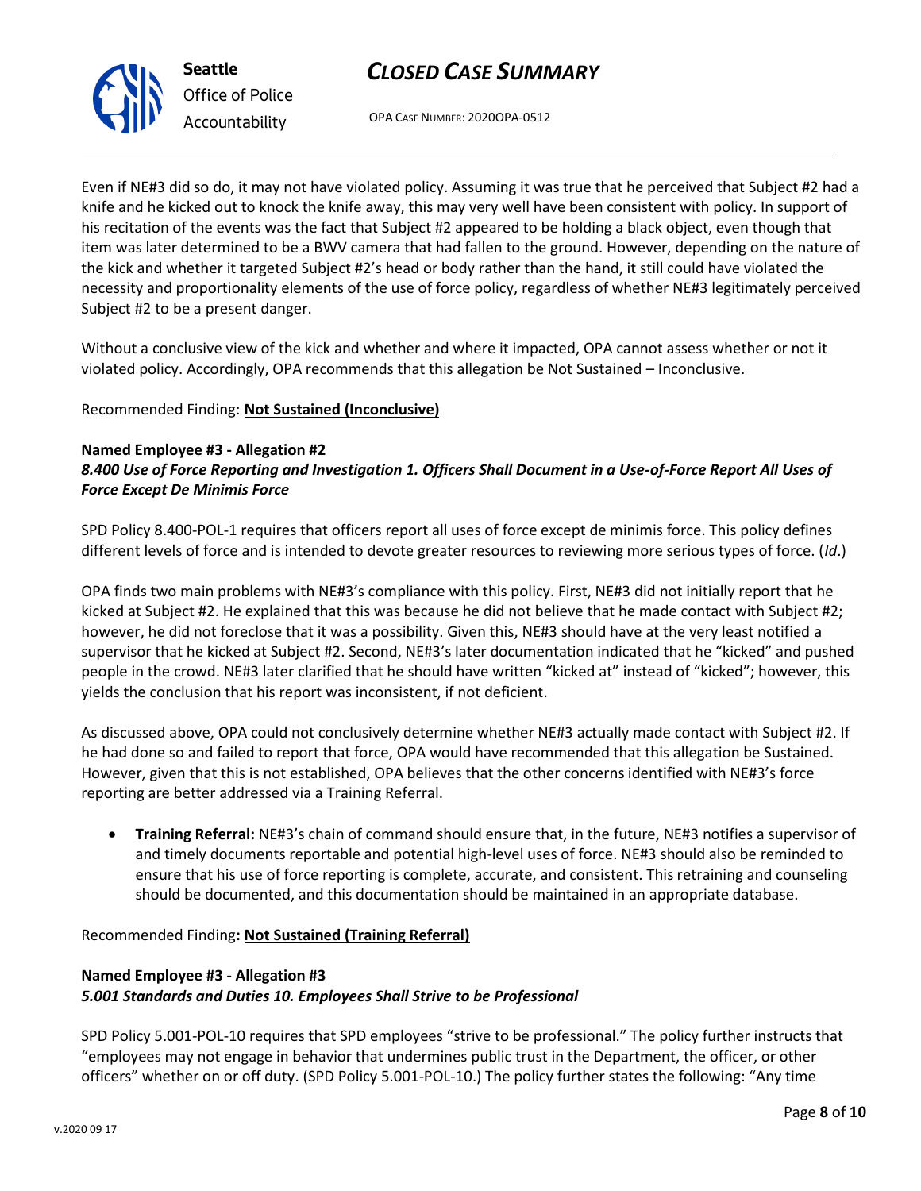Even if NE#3 did so do, it may not have violated policy. Assuming it was true that he perceived that Subject #2 had a knife and he kicked out to knock the knife away, this may very well have been consistent with policy. In support of his recitation of the events was the fact that Subject #2 appeared to be holding a black object, even though that item was later determined to be a BWV camera that had fallen to the ground. However, depending on the nature of the kick and whether it targeted Subject #2's head or body rather than the hand, it still could have violated the necessity and proportionality elements of the use of force policy, regardless of whether NE#3 legitimately perceived Subject #2 to be a present danger.

Without a conclusive view of the kick and whether and where it impacted, OPA cannot assess whether or not it violated policy. Accordingly, OPA recommends that this allegation be Not Sustained – Inconclusive.

Recommended Finding: **Not Sustained (Inconclusive)**

**Named Employee #3 - Allegation #2**
***8.400 Use of Force Reporting and Investigation 1. Officers Shall Document in a Use-of-Force Report All Uses of Force Except De Minimis Force***

SPD Policy 8.400-POL-1 requires that officers report all uses of force except de minimis force. This policy defines different levels of force and is intended to devote greater resources to reviewing more serious types of force. (*Id*.)

OPA finds two main problems with NE#3's compliance with this policy. First, NE#3 did not initially report that he kicked at Subject #2. He explained that this was because he did not believe that he made contact with Subject #2; however, he did not foreclose that it was a possibility. Given this, NE#3 should have at the very least notified a supervisor that he kicked at Subject #2. Second, NE#3's later documentation indicated that he "kicked" and pushed people in the crowd. NE#3 later clarified that he should have written "kicked at" instead of "kicked"; however, this yields the conclusion that his report was inconsistent, if not deficient.

As discussed above, OPA could not conclusively determine whether NE#3 actually made contact with Subject #2. If he had done so and failed to report that force, OPA would have recommended that this allegation be Sustained. However, given that this is not established, OPA believes that the other concerns identified with NE#3's force reporting are better addressed via a Training Referral.

- **Training Referral:** NE#3's chain of command should ensure that, in the future, NE#3 notifies a supervisor of and timely documents reportable and potential high-level uses of force. NE#3 should also be reminded to ensure that his use of force reporting is complete, accurate, and consistent. This retraining and counseling should be documented, and this documentation should be maintained in an appropriate database.

Recommended Finding**: Not Sustained (Training Referral)**

**Named Employee #3 - Allegation #3**
***5.001 Standards and Duties 10. Employees Shall Strive to be Professional***

SPD Policy 5.001-POL-10 requires that SPD employees "strive to be professional." The policy further instructs that "employees may not engage in behavior that undermines public trust in the Department, the officer, or other officers" whether on or off duty. (SPD Policy 5.001-POL-10.) The policy further states the following: "Any time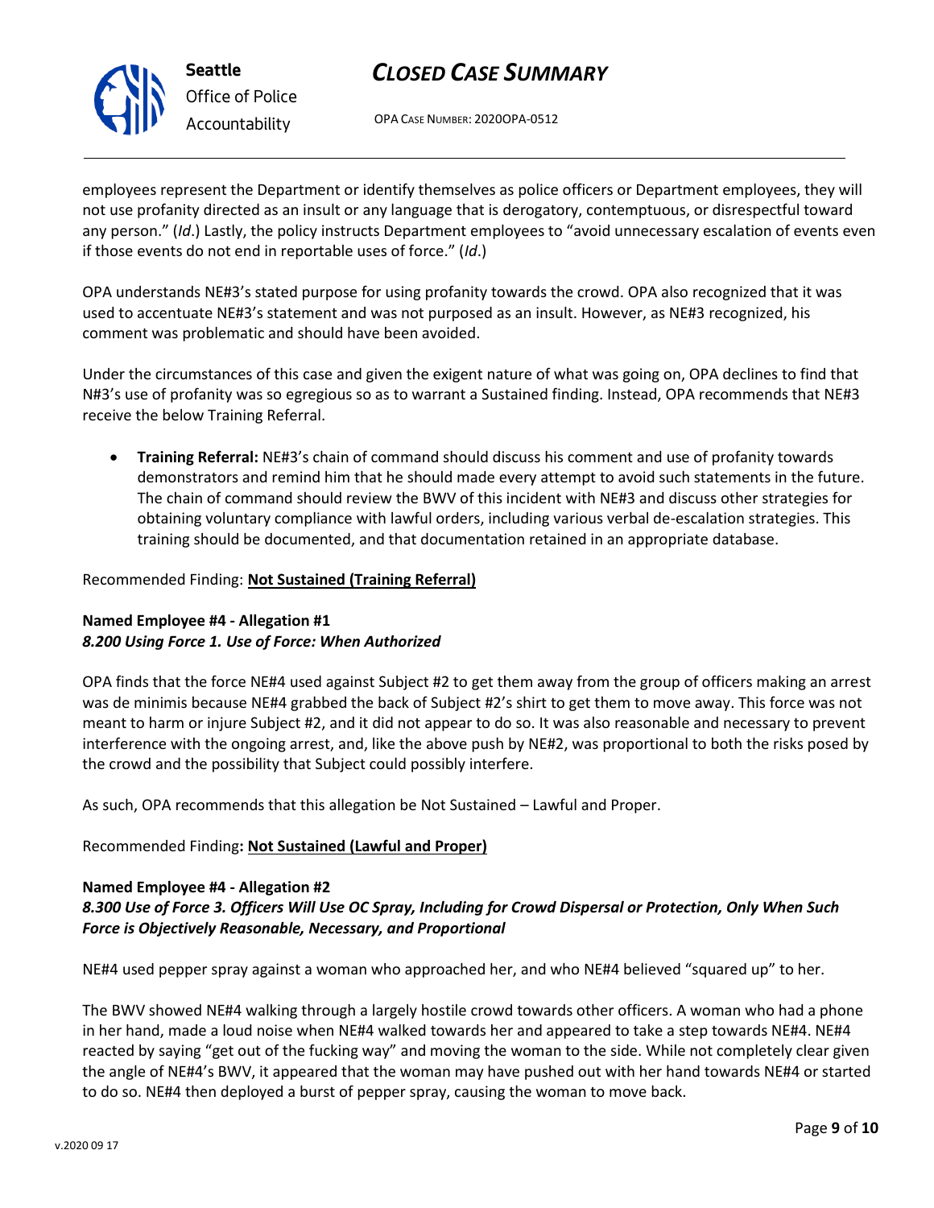employees represent the Department or identify themselves as police officers or Department employees, they will not use profanity directed as an insult or any language that is derogatory, contemptuous, or disrespectful toward any person." (*Id*.) Lastly, the policy instructs Department employees to "avoid unnecessary escalation of events even if those events do not end in reportable uses of force." (*Id*.)

OPA understands NE#3's stated purpose for using profanity towards the crowd. OPA also recognized that it was used to accentuate NE#3's statement and was not purposed as an insult. However, as NE#3 recognized, his comment was problematic and should have been avoided.

Under the circumstances of this case and given the exigent nature of what was going on, OPA declines to find that N#3's use of profanity was so egregious so as to warrant a Sustained finding. Instead, OPA recommends that NE#3 receive the below Training Referral.

- **Training Referral:** NE#3's chain of command should discuss his comment and use of profanity towards demonstrators and remind him that he should made every attempt to avoid such statements in the future. The chain of command should review the BWV of this incident with NE#3 and discuss other strategies for obtaining voluntary compliance with lawful orders, including various verbal de-escalation strategies. This training should be documented, and that documentation retained in an appropriate database.

Recommended Finding: **Not Sustained (Training Referral)**

**Named Employee #4 - Allegation #1**
***8.200 Using Force 1. Use of Force: When Authorized***

OPA finds that the force NE#4 used against Subject #2 to get them away from the group of officers making an arrest was de minimis because NE#4 grabbed the back of Subject #2's shirt to get them to move away. This force was not meant to harm or injure Subject #2, and it did not appear to do so. It was also reasonable and necessary to prevent interference with the ongoing arrest, and, like the above push by NE#2, was proportional to both the risks posed by the crowd and the possibility that Subject could possibly interfere.

As such, OPA recommends that this allegation be Not Sustained – Lawful and Proper.

Recommended Finding**: Not Sustained (Lawful and Proper)**

**Named Employee #4 - Allegation #2**
***8.300 Use of Force 3. Officers Will Use OC Spray, Including for Crowd Dispersal or Protection, Only When Such Force is Objectively Reasonable, Necessary, and Proportional***

NE#4 used pepper spray against a woman who approached her, and who NE#4 believed "squared up" to her.

The BWV showed NE#4 walking through a largely hostile crowd towards other officers. A woman who had a phone in her hand, made a loud noise when NE#4 walked towards her and appeared to take a step towards NE#4. NE#4 reacted by saying "get out of the fucking way" and moving the woman to the side. While not completely clear given the angle of NE#4's BWV, it appeared that the woman may have pushed out with her hand towards NE#4 or started to do so. NE#4 then deployed a burst of pepper spray, causing the woman to move back.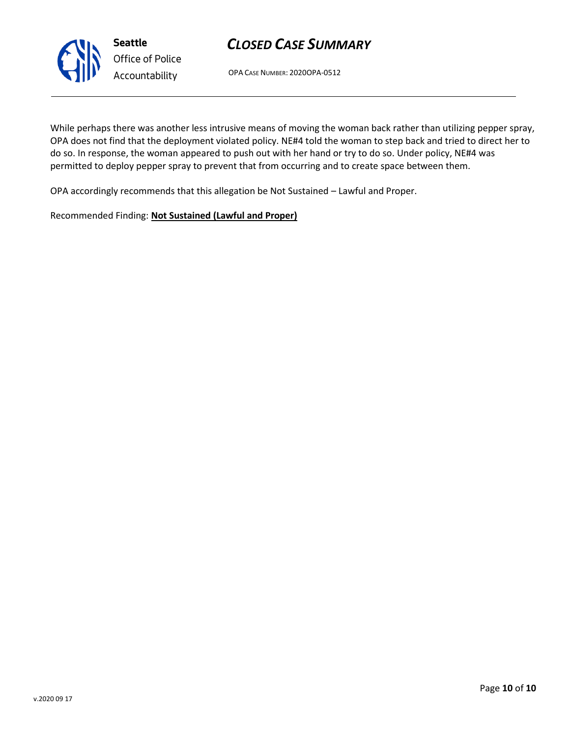While perhaps there was another less intrusive means of moving the woman back rather than utilizing pepper spray, OPA does not find that the deployment violated policy. NE#4 told the woman to step back and tried to direct her to do so. In response, the woman appeared to push out with her hand or try to do so. Under policy, NE#4 was permitted to deploy pepper spray to prevent that from occurring and to create space between them.

OPA accordingly recommends that this allegation be Not Sustained – Lawful and Proper.

Recommended Finding: **Not Sustained (Lawful and Proper)**